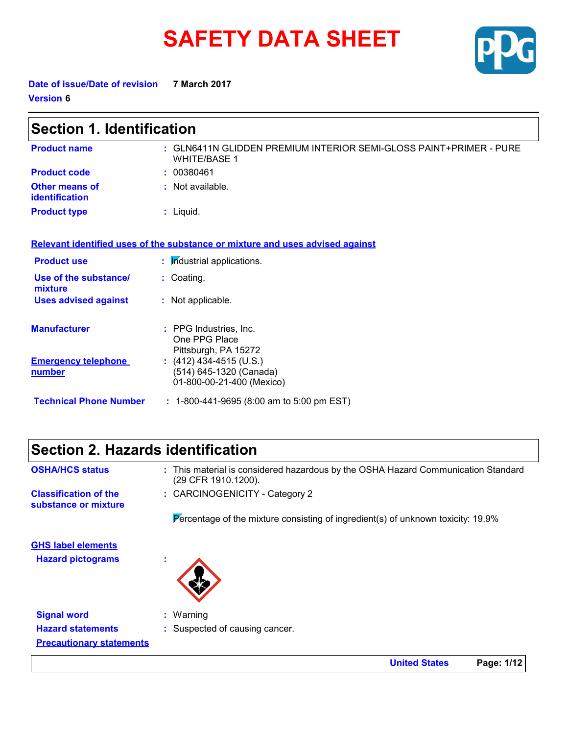# SAFETY DATA SHEET

**Date of issue/Date of revision** 7 March 2017

**Version** 6

## Section 1. Identification

**Product name** : GLN6411N GLIDDEN PREMIUM INTERIOR SEMI-GLOSS PAINT+PRIMER - PURE WHITE/BASE 1

**Product code** : 00380461

**Other means of identification** : Not available.

**Product type** : Liquid.

**Relevant identified uses of the substance or mixture and uses advised against**

**Product use** : Industrial applications.

**Use of the substance/ mixture** : Coating.

**Uses advised against** : Not applicable.

**Manufacturer** : PPG Industries, Inc.
One PPG Place
Pittsburgh, PA 15272

**Emergency telephone number** : (412) 434-4515 (U.S.)
(514) 645-1320 (Canada)
01-800-00-21-400 (Mexico)

**Technical Phone Number** : 1-800-441-9695 (8:00 am to 5:00 pm EST)

## Section 2. Hazards identification

**OSHA/HCS status** : This material is considered hazardous by the OSHA Hazard Communication Standard (29 CFR 1910.1200).

**Classification of the substance or mixture** : CARCINOGENICITY - Category 2

Percentage of the mixture consisting of ingredient(s) of unknown toxicity: 19.9%

**GHS label elements**

**Hazard pictograms** :

**Signal word** : Warning

**Hazard statements** : Suspected of causing cancer.

**Precautionary statements**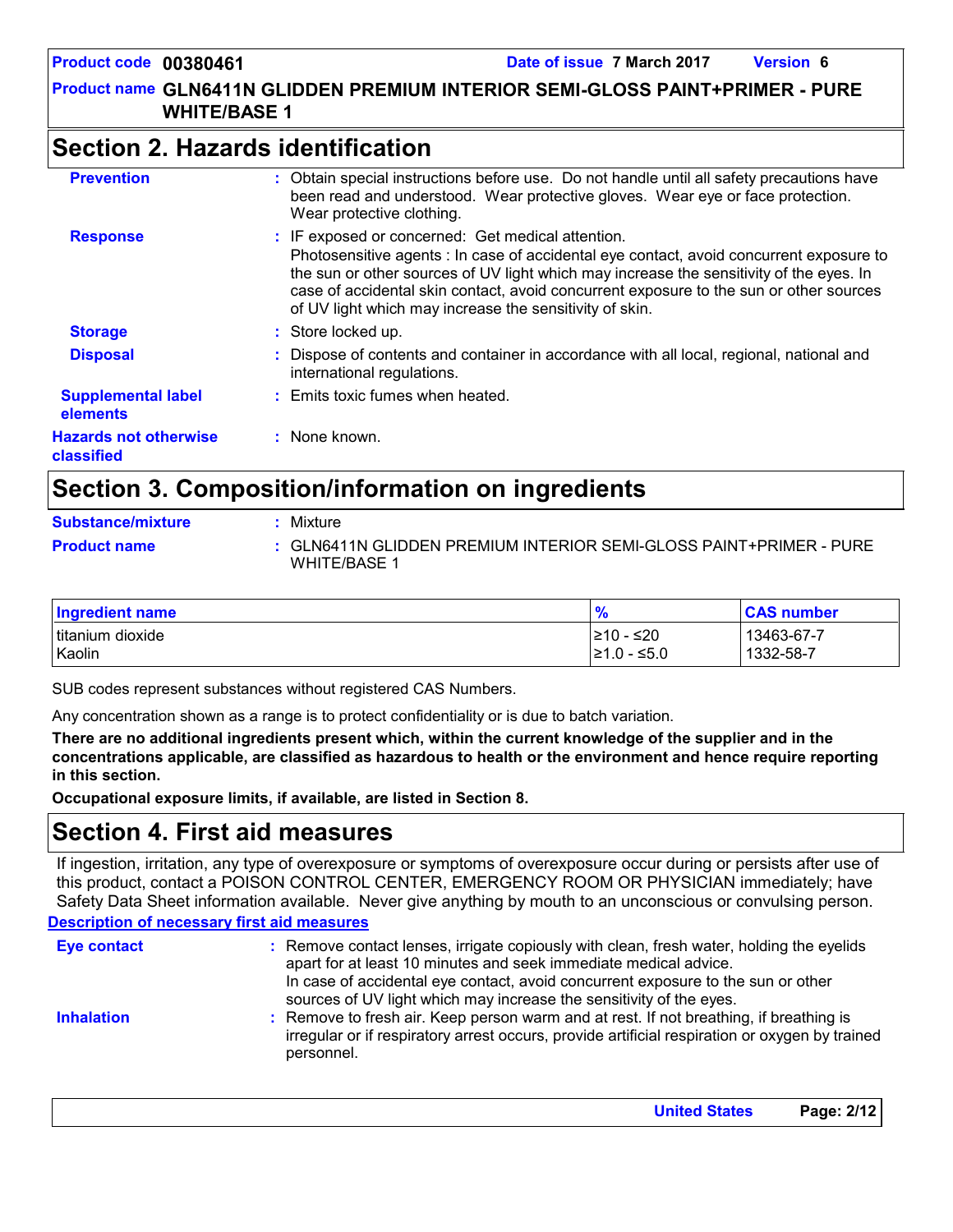## Section 2. Hazards identification

**Prevention** : Obtain special instructions before use. Do not handle until all safety precautions have been read and understood. Wear protective gloves. Wear eye or face protection. Wear protective clothing.

**Response** : IF exposed or concerned: Get medical attention.
Photosensitive agents : In case of accidental eye contact, avoid concurrent exposure to the sun or other sources of UV light which may increase the sensitivity of the eyes. In case of accidental skin contact, avoid concurrent exposure to the sun or other sources of UV light which may increase the sensitivity of skin.

**Storage** : Store locked up.

**Disposal** : Dispose of contents and container in accordance with all local, regional, national and international regulations.

**Supplemental label elements** : Emits toxic fumes when heated.

**Hazards not otherwise classified** : None known.

## Section 3. Composition/information on ingredients

**Substance/mixture** : Mixture

**Product name** : GLN6411N GLIDDEN PREMIUM INTERIOR SEMI-GLOSS PAINT+PRIMER - PURE WHITE/BASE 1

| Ingredient name | % | CAS number |
|---|---|---|
| titanium dioxide | ≥10 - ≤20 | 13463-67-7 |
| Kaolin | ≥1.0 - ≤5.0 | 1332-58-7 |

SUB codes represent substances without registered CAS Numbers.

Any concentration shown as a range is to protect confidentiality or is due to batch variation.

**There are no additional ingredients present which, within the current knowledge of the supplier and in the concentrations applicable, are classified as hazardous to health or the environment and hence require reporting in this section.**

**Occupational exposure limits, if available, are listed in Section 8.**

## Section 4. First aid measures

If ingestion, irritation, any type of overexposure or symptoms of overexposure occur during or persists after use of this product, contact a POISON CONTROL CENTER, EMERGENCY ROOM OR PHYSICIAN immediately; have Safety Data Sheet information available. Never give anything by mouth to an unconscious or convulsing person.

### Description of necessary first aid measures

**Eye contact** : Remove contact lenses, irrigate copiously with clean, fresh water, holding the eyelids apart for at least 10 minutes and seek immediate medical advice.
In case of accidental eye contact, avoid concurrent exposure to the sun or other sources of UV light which may increase the sensitivity of the eyes.

**Inhalation** : Remove to fresh air. Keep person warm and at rest. If not breathing, if breathing is irregular or if respiratory arrest occurs, provide artificial respiration or oxygen by trained personnel.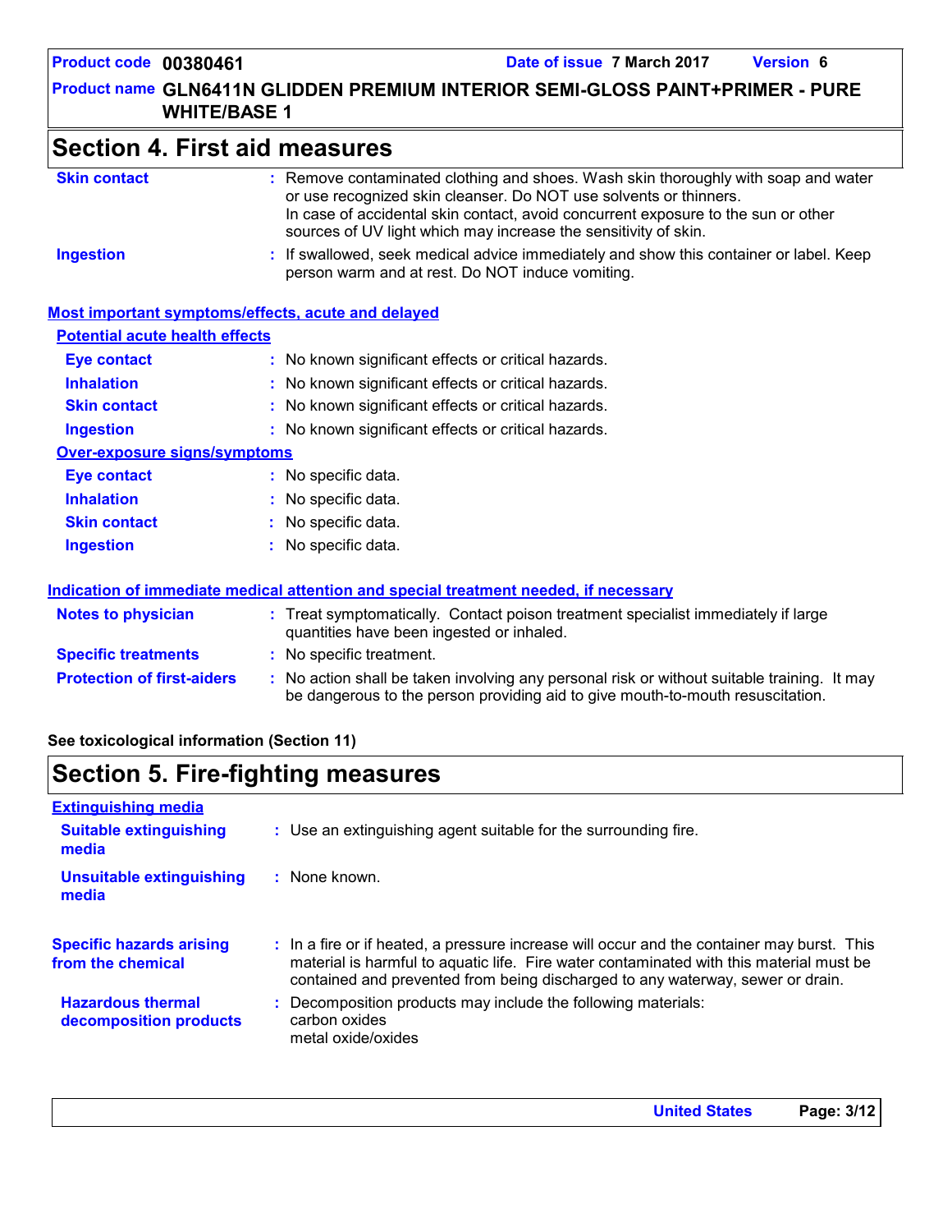## Section 4. First aid measures

| | |
|---|---|
| **Skin contact** | Remove contaminated clothing and shoes. Wash skin thoroughly with soap and water or use recognized skin cleanser. Do NOT use solvents or thinners. In case of accidental skin contact, avoid concurrent exposure to the sun or other sources of UV light which may increase the sensitivity of skin. |
| **Ingestion** | If swallowed, seek medical advice immediately and show this container or label. Keep person warm and at rest. Do NOT induce vomiting. |

### Most important symptoms/effects, acute and delayed

**Potential acute health effects**

| | |
|---|---|
| **Eye contact** | No known significant effects or critical hazards. |
| **Inhalation** | No known significant effects or critical hazards. |
| **Skin contact** | No known significant effects or critical hazards. |
| **Ingestion** | No known significant effects or critical hazards. |

**Over-exposure signs/symptoms**

| | |
|---|---|
| **Eye contact** | No specific data. |
| **Inhalation** | No specific data. |
| **Skin contact** | No specific data. |
| **Ingestion** | No specific data. |

### Indication of immediate medical attention and special treatment needed, if necessary

| | |
|---|---|
| **Notes to physician** | Treat symptomatically. Contact poison treatment specialist immediately if large quantities have been ingested or inhaled. |
| **Specific treatments** | No specific treatment. |
| **Protection of first-aiders** | No action shall be taken involving any personal risk or without suitable training. It may be dangerous to the person providing aid to give mouth-to-mouth resuscitation. |

**See toxicological information (Section 11)**

## Section 5. Fire-fighting measures

### Extinguishing media

| | |
|---|---|
| **Suitable extinguishing media** | Use an extinguishing agent suitable for the surrounding fire. |
| **Unsuitable extinguishing media** | None known. |

| | |
|---|---|
| **Specific hazards arising from the chemical** | In a fire or if heated, a pressure increase will occur and the container may burst. This material is harmful to aquatic life. Fire water contaminated with this material must be contained and prevented from being discharged to any waterway, sewer or drain. |
| **Hazardous thermal decomposition products** | Decomposition products may include the following materials:<br>carbon oxides<br>metal oxide/oxides |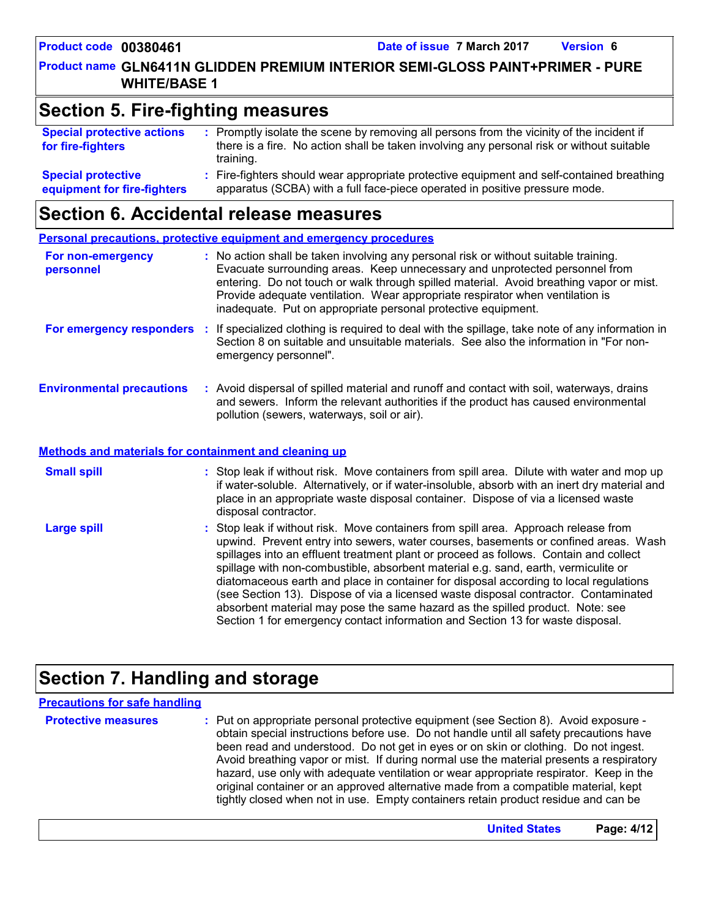## Section 5. Fire-fighting measures

**Special protective actions for fire-fighters** : Promptly isolate the scene by removing all persons from the vicinity of the incident if there is a fire. No action shall be taken involving any personal risk or without suitable training.

**Special protective equipment for fire-fighters** : Fire-fighters should wear appropriate protective equipment and self-contained breathing apparatus (SCBA) with a full face-piece operated in positive pressure mode.

## Section 6. Accidental release measures

### Personal precautions, protective equipment and emergency procedures

**For non-emergency personnel** : No action shall be taken involving any personal risk or without suitable training. Evacuate surrounding areas. Keep unnecessary and unprotected personnel from entering. Do not touch or walk through spilled material. Avoid breathing vapor or mist. Provide adequate ventilation. Wear appropriate respirator when ventilation is inadequate. Put on appropriate personal protective equipment.

**For emergency responders** : If specialized clothing is required to deal with the spillage, take note of any information in Section 8 on suitable and unsuitable materials. See also the information in "For non-emergency personnel".

**Environmental precautions** : Avoid dispersal of spilled material and runoff and contact with soil, waterways, drains and sewers. Inform the relevant authorities if the product has caused environmental pollution (sewers, waterways, soil or air).

### Methods and materials for containment and cleaning up

**Small spill** : Stop leak if without risk. Move containers from spill area. Dilute with water and mop up if water-soluble. Alternatively, or if water-insoluble, absorb with an inert dry material and place in an appropriate waste disposal container. Dispose of via a licensed waste disposal contractor.

**Large spill** : Stop leak if without risk. Move containers from spill area. Approach release from upwind. Prevent entry into sewers, water courses, basements or confined areas. Wash spillages into an effluent treatment plant or proceed as follows. Contain and collect spillage with non-combustible, absorbent material e.g. sand, earth, vermiculite or diatomaceous earth and place in container for disposal according to local regulations (see Section 13). Dispose of via a licensed waste disposal contractor. Contaminated absorbent material may pose the same hazard as the spilled product. Note: see Section 1 for emergency contact information and Section 13 for waste disposal.

## Section 7. Handling and storage

### Precautions for safe handling

**Protective measures** : Put on appropriate personal protective equipment (see Section 8). Avoid exposure - obtain special instructions before use. Do not handle until all safety precautions have been read and understood. Do not get in eyes or on skin or clothing. Do not ingest. Avoid breathing vapor or mist. If during normal use the material presents a respiratory hazard, use only with adequate ventilation or wear appropriate respirator. Keep in the original container or an approved alternative made from a compatible material, kept tightly closed when not in use. Empty containers retain product residue and can be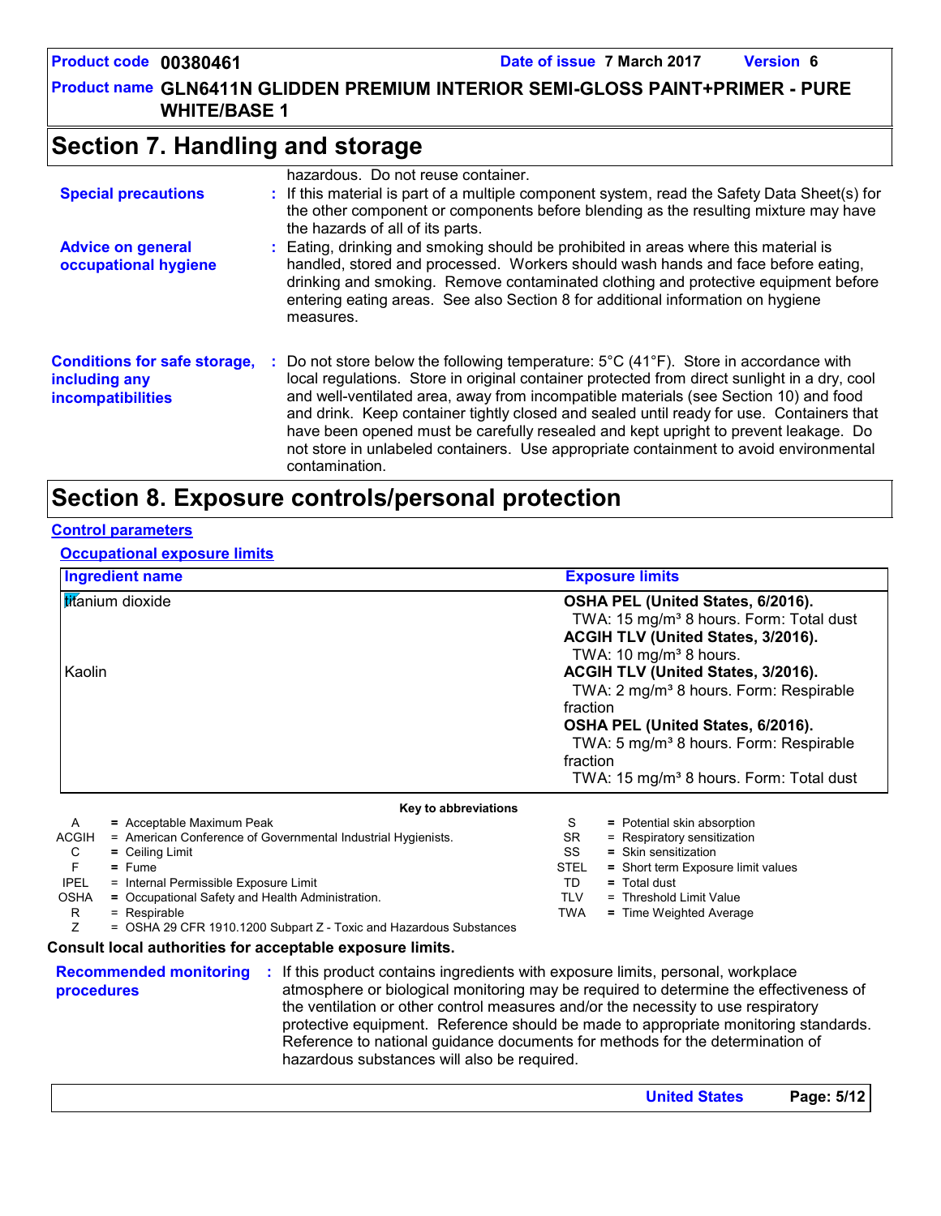## Section 7. Handling and storage

hazardous. Do not reuse container.

**Special precautions** : If this material is part of a multiple component system, read the Safety Data Sheet(s) for the other component or components before blending as the resulting mixture may have the hazards of all of its parts.

**Advice on general occupational hygiene** : Eating, drinking and smoking should be prohibited in areas where this material is handled, stored and processed. Workers should wash hands and face before eating, drinking and smoking. Remove contaminated clothing and protective equipment before entering eating areas. See also Section 8 for additional information on hygiene measures.

**Conditions for safe storage, including any incompatibilities** : Do not store below the following temperature: 5°C (41°F). Store in accordance with local regulations. Store in original container protected from direct sunlight in a dry, cool and well-ventilated area, away from incompatible materials (see Section 10) and food and drink. Keep container tightly closed and sealed until ready for use. Containers that have been opened must be carefully resealed and kept upright to prevent leakage. Do not store in unlabeled containers. Use appropriate containment to avoid environmental contamination.

## Section 8. Exposure controls/personal protection

### Control parameters

#### Occupational exposure limits

| Ingredient name | Exposure limits |
|---|---|
| titanium dioxide | **OSHA PEL (United States, 6/2016).**<br>TWA: 15 mg/m³ 8 hours. Form: Total dust<br>**ACGIH TLV (United States, 3/2016).**<br>TWA: 10 mg/m³ 8 hours. |
| Kaolin | **ACGIH TLV (United States, 3/2016).**<br>TWA: 2 mg/m³ 8 hours. Form: Respirable fraction<br>**OSHA PEL (United States, 6/2016).**<br>TWA: 5 mg/m³ 8 hours. Form: Respirable fraction<br>TWA: 15 mg/m³ 8 hours. Form: Total dust |

**Key to abbreviations**

| | | | |
|---|---|---|---|
| A | = Acceptable Maximum Peak | S | = Potential skin absorption |
| ACGIH | = American Conference of Governmental Industrial Hygienists. | SR | = Respiratory sensitization |
| C | = Ceiling Limit | SS | = Skin sensitization |
| F | = Fume | STEL | = Short term Exposure limit values |
| IPEL | = Internal Permissible Exposure Limit | TD | = Total dust |
| OSHA | = Occupational Safety and Health Administration. | TLV | = Threshold Limit Value |
| R | = Respirable | TWA | = Time Weighted Average |
| Z | = OSHA 29 CFR 1910.1200 Subpart Z - Toxic and Hazardous Substances | | |

**Consult local authorities for acceptable exposure limits.**

**Recommended monitoring procedures** : If this product contains ingredients with exposure limits, personal, workplace atmosphere or biological monitoring may be required to determine the effectiveness of the ventilation or other control measures and/or the necessity to use respiratory protective equipment. Reference should be made to appropriate monitoring standards. Reference to national guidance documents for methods for the determination of hazardous substances will also be required.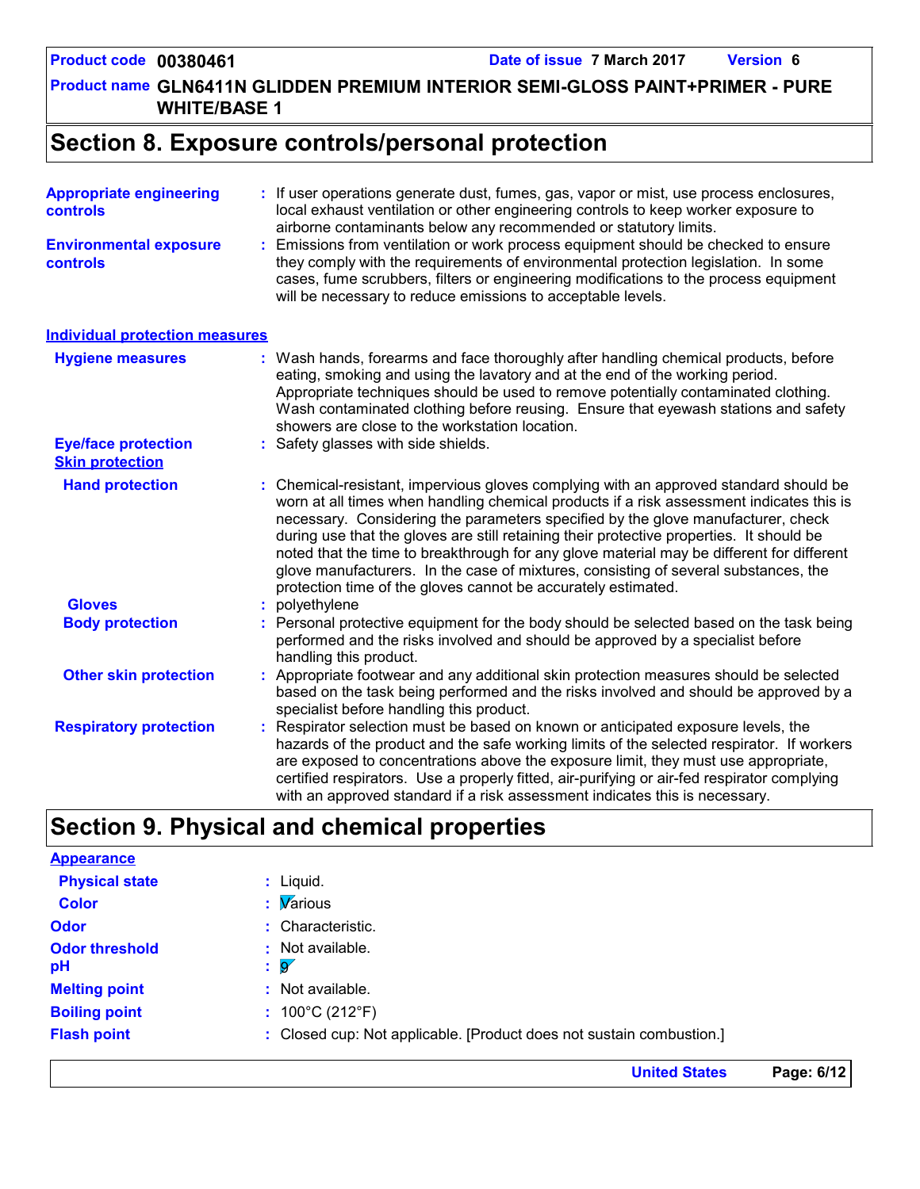## Section 8. Exposure controls/personal protection

**Appropriate engineering controls** : If user operations generate dust, fumes, gas, vapor or mist, use process enclosures, local exhaust ventilation or other engineering controls to keep worker exposure to airborne contaminants below any recommended or statutory limits.

**Environmental exposure controls** : Emissions from ventilation or work process equipment should be checked to ensure they comply with the requirements of environmental protection legislation. In some cases, fume scrubbers, filters or engineering modifications to the process equipment will be necessary to reduce emissions to acceptable levels.

### Individual protection measures

**Hygiene measures** : Wash hands, forearms and face thoroughly after handling chemical products, before eating, smoking and using the lavatory and at the end of the working period. Appropriate techniques should be used to remove potentially contaminated clothing. Wash contaminated clothing before reusing. Ensure that eyewash stations and safety showers are close to the workstation location.

**Eye/face protection** : Safety glasses with side shields.

**Skin protection**

**Hand protection** : Chemical-resistant, impervious gloves complying with an approved standard should be worn at all times when handling chemical products if a risk assessment indicates this is necessary. Considering the parameters specified by the glove manufacturer, check during use that the gloves are still retaining their protective properties. It should be noted that the time to breakthrough for any glove material may be different for different glove manufacturers. In the case of mixtures, consisting of several substances, the protection time of the gloves cannot be accurately estimated.

**Gloves** : polyethylene

**Body protection** : Personal protective equipment for the body should be selected based on the task being performed and the risks involved and should be approved by a specialist before handling this product.

**Other skin protection** : Appropriate footwear and any additional skin protection measures should be selected based on the task being performed and the risks involved and should be approved by a specialist before handling this product.

**Respiratory protection** : Respirator selection must be based on known or anticipated exposure levels, the hazards of the product and the safe working limits of the selected respirator. If workers are exposed to concentrations above the exposure limit, they must use appropriate, certified respirators. Use a properly fitted, air-purifying or air-fed respirator complying with an approved standard if a risk assessment indicates this is necessary.

## Section 9. Physical and chemical properties

### Appearance

**Physical state** : Liquid.

**Color** : Various

**Odor** : Characteristic.

**Odor threshold** : Not available.

**pH** : 9

**Melting point** : Not available.

**Boiling point** : 100°C (212°F)

**Flash point** : Closed cup: Not applicable. [Product does not sustain combustion.]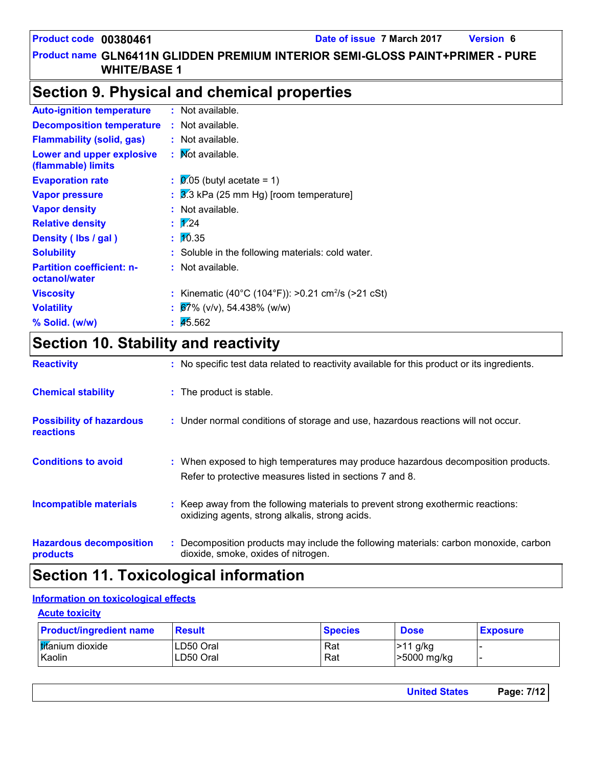**Product code** 00380461 **Date of issue** 7 March 2017 **Version** 6

**Product name** GLN6411N GLIDDEN PREMIUM INTERIOR SEMI-GLOSS PAINT+PRIMER - PURE WHITE/BASE 1

# Section 9. Physical and chemical properties

| | |
|---|---|
| **Auto-ignition temperature** | : Not available. |
| **Decomposition temperature** | : Not available. |
| **Flammability (solid, gas)** | : Not available. |
| **Lower and upper explosive (flammable) limits** | : Not available. |
| **Evaporation rate** | : 0.05 (butyl acetate = 1) |
| **Vapor pressure** | : 3.3 kPa (25 mm Hg) [room temperature] |
| **Vapor density** | : Not available. |
| **Relative density** | : 1.24 |
| **Density ( lbs / gal )** | : 10.35 |
| **Solubility** | : Soluble in the following materials: cold water. |
| **Partition coefficient: n-octanol/water** | : Not available. |
| **Viscosity** | : Kinematic (40°C (104°F)): >0.21 $cm^2/s$ (>21 cSt) |
| **Volatility** | : 67% (v/v), 54.438% (w/w) |
| **% Solid. (w/w)** | : 45.562 |

# Section 10. Stability and reactivity

| | |
|---|---|
| **Reactivity** | : No specific test data related to reactivity available for this product or its ingredients. |
| **Chemical stability** | : The product is stable. |
| **Possibility of hazardous reactions** | : Under normal conditions of storage and use, hazardous reactions will not occur. |
| **Conditions to avoid** | : When exposed to high temperatures may produce hazardous decomposition products. Refer to protective measures listed in sections 7 and 8. |
| **Incompatible materials** | : Keep away from the following materials to prevent strong exothermic reactions: oxidizing agents, strong alkalis, strong acids. |
| **Hazardous decomposition products** | : Decomposition products may include the following materials: carbon monoxide, carbon dioxide, smoke, oxides of nitrogen. |

# Section 11. Toxicological information

## Information on toxicological effects

### Acute toxicity

| Product/ingredient name | Result | Species | Dose | Exposure |
|---|---|---|---|---|
| titanium dioxide | LD50 Oral | Rat | >11 g/kg | - |
| Kaolin | LD50 Oral | Rat | >5000 mg/kg | - |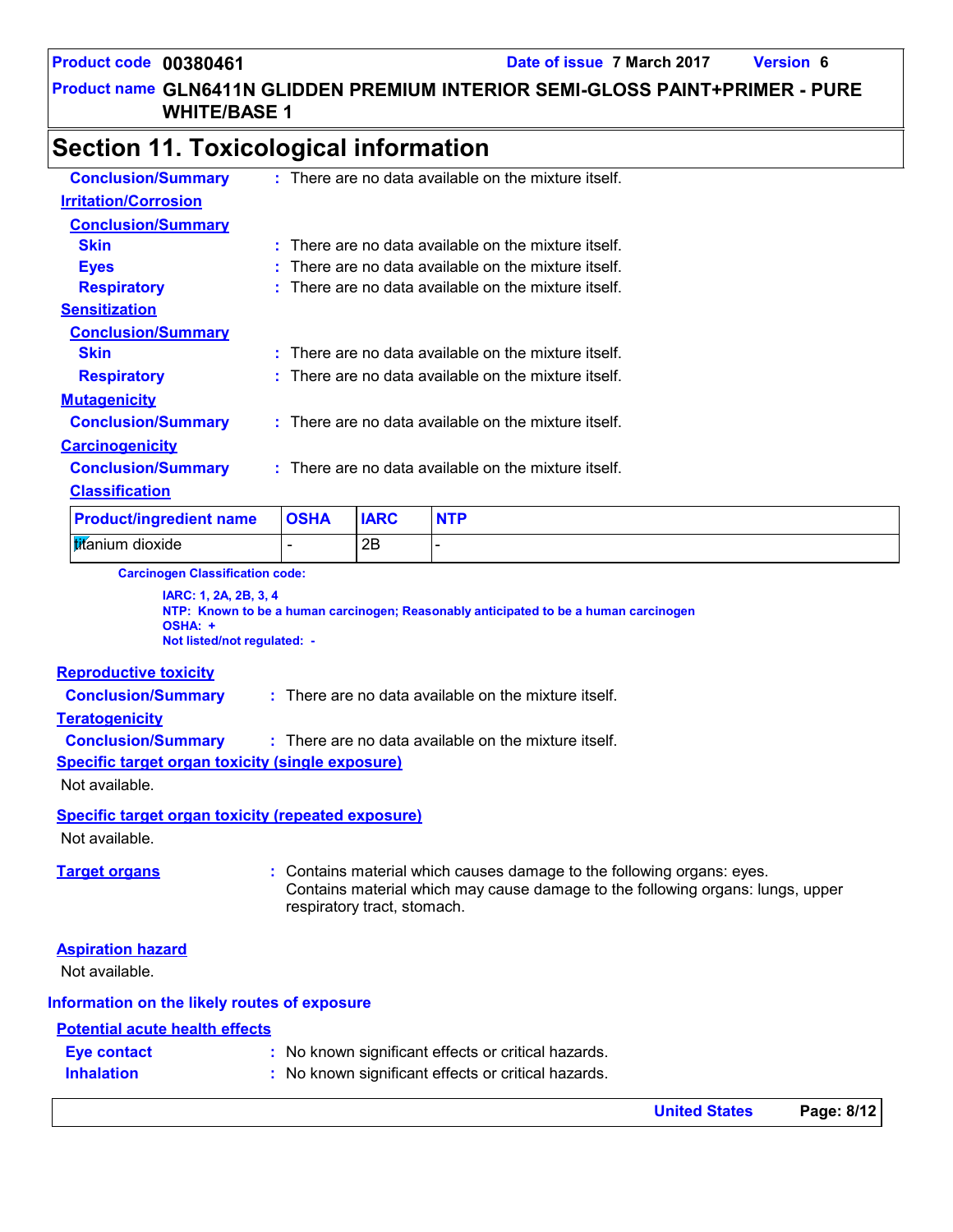## Section 11. Toxicological information

**Conclusion/Summary** : There are no data available on the mixture itself.

**Irritation/Corrosion**

**Conclusion/Summary**

**Skin** : There are no data available on the mixture itself.

**Eyes** : There are no data available on the mixture itself.

**Respiratory** : There are no data available on the mixture itself.

**Sensitization**

**Conclusion/Summary**

**Skin** : There are no data available on the mixture itself.

**Respiratory** : There are no data available on the mixture itself.

**Mutagenicity**

**Conclusion/Summary** : There are no data available on the mixture itself.

**Carcinogenicity**

**Conclusion/Summary** : There are no data available on the mixture itself.

**Classification**

| Product/ingredient name | OSHA | IARC | NTP |
|---|---|---|---|
| titanium dioxide | - | 2B | - |

**Carcinogen Classification code:**

**IARC: 1, 2A, 2B, 3, 4**
**NTP: Known to be a human carcinogen; Reasonably anticipated to be a human carcinogen**
**OSHA: +**
**Not listed/not regulated: -**

**Reproductive toxicity**

**Conclusion/Summary** : There are no data available on the mixture itself.

**Teratogenicity**

**Conclusion/Summary** : There are no data available on the mixture itself.

**Specific target organ toxicity (single exposure)**

Not available.

**Specific target organ toxicity (repeated exposure)**

Not available.

**Target organs** : Contains material which causes damage to the following organs: eyes.
Contains material which may cause damage to the following organs: lungs, upper respiratory tract, stomach.

**Aspiration hazard**

Not available.

**Information on the likely routes of exposure**

**Potential acute health effects**

**Eye contact** : No known significant effects or critical hazards.

**Inhalation** : No known significant effects or critical hazards.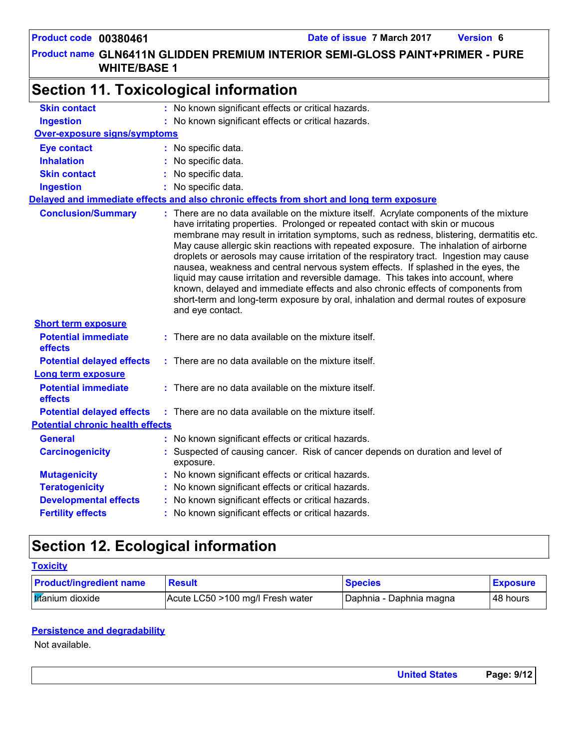# Section 11. Toxicological information

**Skin contact** : No known significant effects or critical hazards.
**Ingestion** : No known significant effects or critical hazards.

**Over-exposure signs/symptoms**

**Eye contact** : No specific data.
**Inhalation** : No specific data.
**Skin contact** : No specific data.
**Ingestion** : No specific data.

**Delayed and immediate effects and also chronic effects from short and long term exposure**

**Conclusion/Summary** : There are no data available on the mixture itself. Acrylate components of the mixture have irritating properties. Prolonged or repeated contact with skin or mucous membrane may result in irritation symptoms, such as redness, blistering, dermatitis etc. May cause allergic skin reactions with repeated exposure. The inhalation of airborne droplets or aerosols may cause irritation of the respiratory tract. Ingestion may cause nausea, weakness and central nervous system effects. If splashed in the eyes, the liquid may cause irritation and reversible damage. This takes into account, where known, delayed and immediate effects and also chronic effects of components from short-term and long-term exposure by oral, inhalation and dermal routes of exposure and eye contact.

**Short term exposure**

**Potential immediate effects** : There are no data available on the mixture itself.
**Potential delayed effects** : There are no data available on the mixture itself.

**Long term exposure**

**Potential immediate effects** : There are no data available on the mixture itself.
**Potential delayed effects** : There are no data available on the mixture itself.

**Potential chronic health effects**

**General** : No known significant effects or critical hazards.
**Carcinogenicity** : Suspected of causing cancer. Risk of cancer depends on duration and level of exposure.
**Mutagenicity** : No known significant effects or critical hazards.
**Teratogenicity** : No known significant effects or critical hazards.
**Developmental effects** : No known significant effects or critical hazards.
**Fertility effects** : No known significant effects or critical hazards.

# Section 12. Ecological information

**Toxicity**

| Product/ingredient name | Result | Species | Exposure |
|---|---|---|---|
| titanium dioxide | Acute LC50 >100 mg/l Fresh water | Daphnia - Daphnia magna | 48 hours |

**Persistence and degradability**

Not available.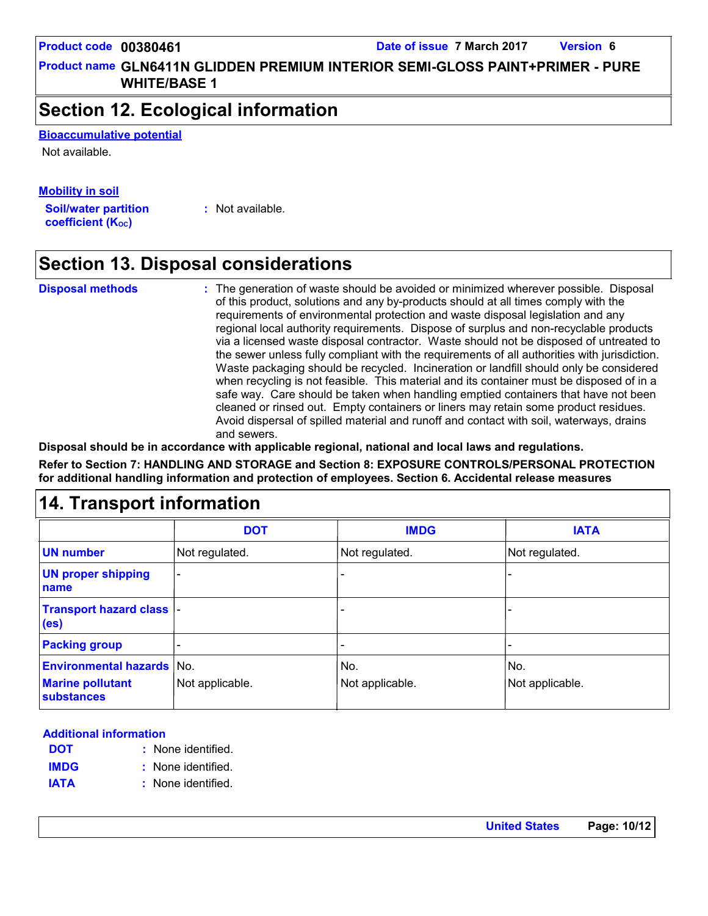## Section 12. Ecological information

**Bioaccumulative potential**

Not available.

**Mobility in soil**

**Soil/water partition coefficient ($K_{OC}$)** : Not available.

## Section 13. Disposal considerations

**Disposal methods** : The generation of waste should be avoided or minimized wherever possible. Disposal of this product, solutions and any by-products should at all times comply with the requirements of environmental protection and waste disposal legislation and any regional local authority requirements. Dispose of surplus and non-recyclable products via a licensed waste disposal contractor. Waste should not be disposed of untreated to the sewer unless fully compliant with the requirements of all authorities with jurisdiction. Waste packaging should be recycled. Incineration or landfill should only be considered when recycling is not feasible. This material and its container must be disposed of in a safe way. Care should be taken when handling emptied containers that have not been cleaned or rinsed out. Empty containers or liners may retain some product residues. Avoid dispersal of spilled material and runoff and contact with soil, waterways, drains and sewers.

**Disposal should be in accordance with applicable regional, national and local laws and regulations.**

**Refer to Section 7: HANDLING AND STORAGE and Section 8: EXPOSURE CONTROLS/PERSONAL PROTECTION for additional handling information and protection of employees. Section 6. Accidental release measures**

## 14. Transport information

| | DOT | IMDG | IATA |
|---|---|---|---|
| UN number | Not regulated. | Not regulated. | Not regulated. |
| UN proper shipping name | - | - | - |
| Transport hazard class (es) | - | - | - |
| Packing group | - | - | - |
| Environmental hazards | No. | No. | No. |
| Marine pollutant substances | Not applicable. | Not applicable. | Not applicable. |

**Additional information**

**DOT** : None identified.

**IMDG** : None identified.

**IATA** : None identified.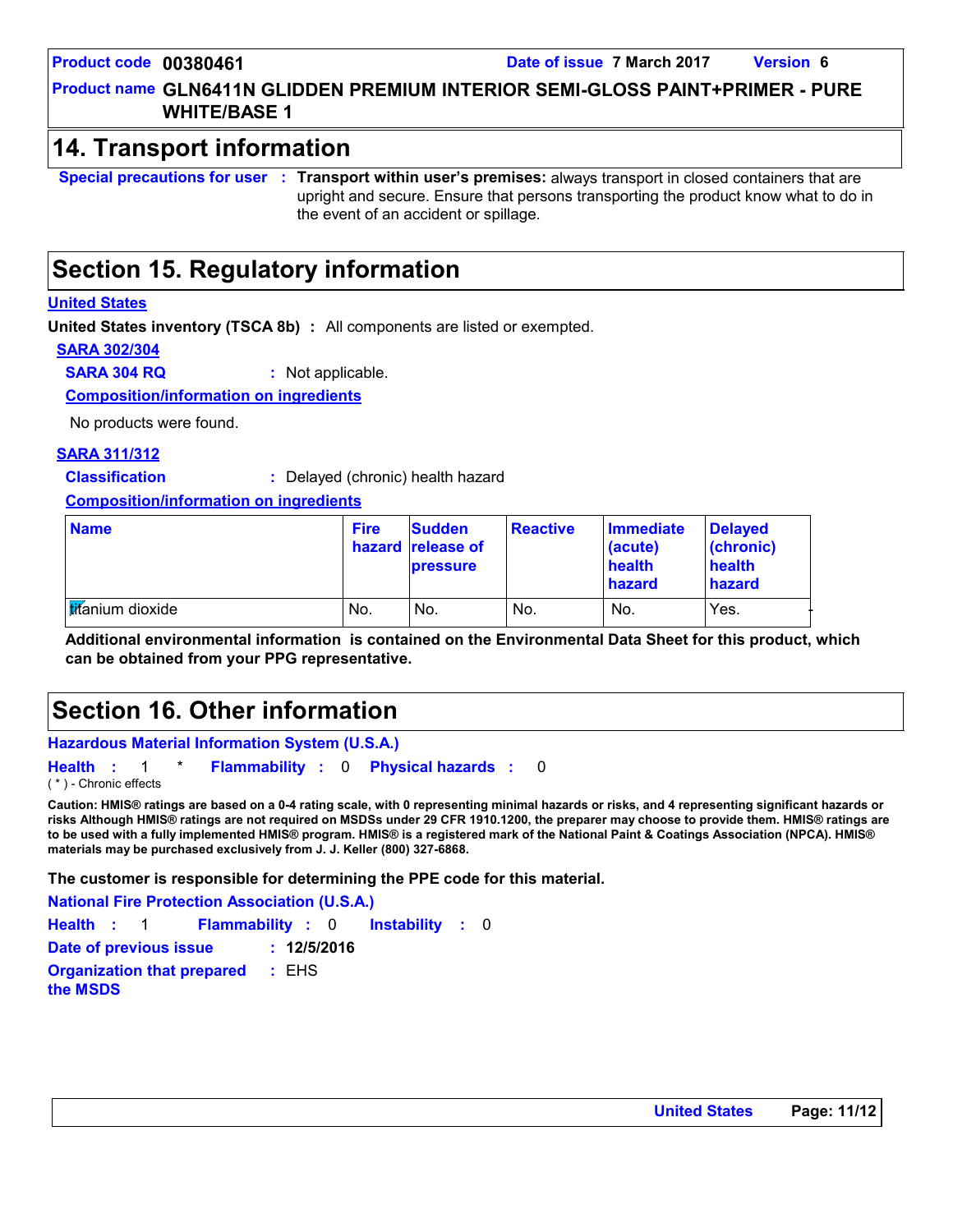## 14. Transport information

**Special precautions for user** : **Transport within user's premises:** always transport in closed containers that are upright and secure. Ensure that persons transporting the product know what to do in the event of an accident or spillage.

## Section 15. Regulatory information

### United States

**United States inventory (TSCA 8b)** : All components are listed or exempted.

**SARA 302/304**

**SARA 304 RQ** : Not applicable.

**Composition/information on ingredients**

No products were found.

**SARA 311/312**

**Classification** : Delayed (chronic) health hazard

**Composition/information on ingredients**

| Name | Fire hazard | Sudden release of pressure | Reactive | Immediate (acute) health hazard | Delayed (chronic) health hazard |
|---|---|---|---|---|---|
| titanium dioxide | No. | No. | No. | No. | Yes. |

**Additional environmental information is contained on the Environmental Data Sheet for this product, which can be obtained from your PPG representative.**

## Section 16. Other information

**Hazardous Material Information System (U.S.A.)**

**Health** : 1 * **Flammability** : 0 **Physical hazards** : 0

( * ) - Chronic effects

**Caution: HMIS® ratings are based on a 0-4 rating scale, with 0 representing minimal hazards or risks, and 4 representing significant hazards or risks Although HMIS® ratings are not required on MSDSs under 29 CFR 1910.1200, the preparer may choose to provide them. HMIS® ratings are to be used with a fully implemented HMIS® program. HMIS® is a registered mark of the National Paint & Coatings Association (NPCA). HMIS® materials may be purchased exclusively from J. J. Keller (800) 327-6868.**

**The customer is responsible for determining the PPE code for this material.**

**National Fire Protection Association (U.S.A.)**

**Health** : 1 **Flammability** : 0 **Instability** : 0

**Date of previous issue** : **12/5/2016**

**Organization that prepared the MSDS** : EHS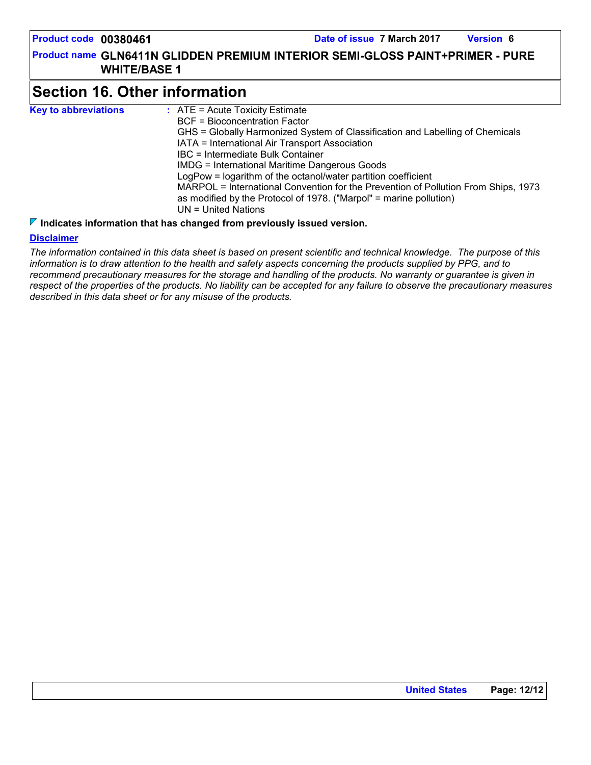## Section 16. Other information

**Key to abbreviations** : ATE = Acute Toxicity Estimate
BCF = Bioconcentration Factor
GHS = Globally Harmonized System of Classification and Labelling of Chemicals
IATA = International Air Transport Association
IBC = Intermediate Bulk Container
IMDG = International Maritime Dangerous Goods
LogPow = logarithm of the octanol/water partition coefficient
MARPOL = International Convention for the Prevention of Pollution From Ships, 1973 as modified by the Protocol of 1978. ("Marpol" = marine pollution)
UN = United Nations

**Indicates information that has changed from previously issued version.**

**Disclaimer**

*The information contained in this data sheet is based on present scientific and technical knowledge. The purpose of this information is to draw attention to the health and safety aspects concerning the products supplied by PPG, and to recommend precautionary measures for the storage and handling of the products. No warranty or guarantee is given in respect of the properties of the products. No liability can be accepted for any failure to observe the precautionary measures described in this data sheet or for any misuse of the products.*